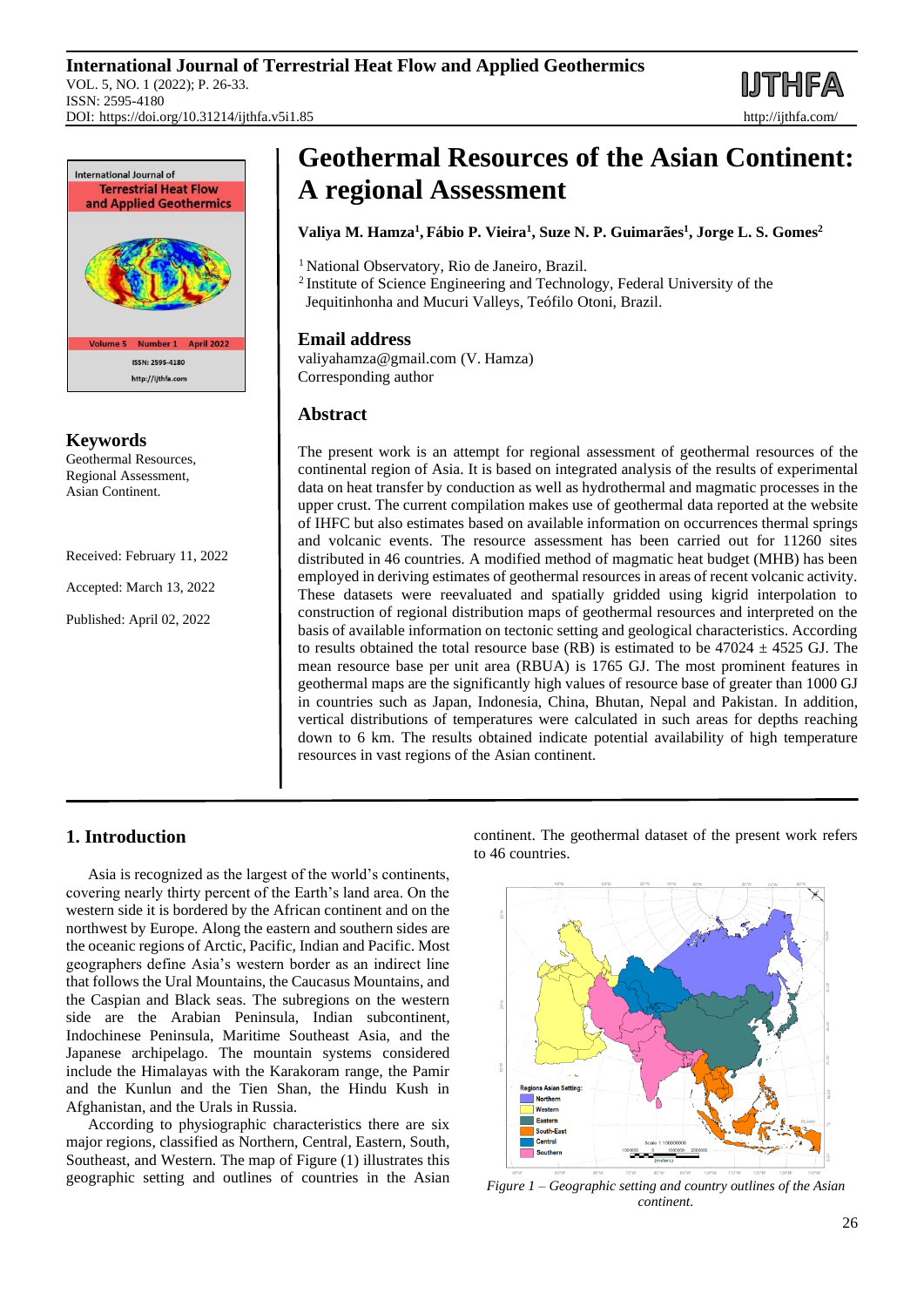# Geothermal Resources of the Asian Continent: A regional Assessment

**Valiya M. Hamza[1], Fábio P. Vieira[1], Suze N. P. Guimarães[1], Jorge L. S. Gomes[2]**

[1] National Observatory, Rio de Janeiro, Brazil.
[2] Institute of Science Engineering and Technology, Federal University of the Jequitinhonha and Mucuri Valleys, Teófilo Otoni, Brazil.

## Email address

valiyahamza@gmail.com (V. Hamza)
Corresponding author

## Keywords

Geothermal Resources, Regional Assessment, Asian Continent.

Received: February 11, 2022

Accepted: March 13, 2022

Published: April 02, 2022

## Abstract

The present work is an attempt for regional assessment of geothermal resources of the continental region of Asia. It is based on integrated analysis of the results of experimental data on heat transfer by conduction as well as hydrothermal and magmatic processes in the upper crust. The current compilation makes use of geothermal data reported at the website of IHFC but also estimates based on available information on occurrences thermal springs and volcanic events. The resource assessment has been carried out for 11260 sites distributed in 46 countries. A modified method of magmatic heat budget (MHB) has been employed in deriving estimates of geothermal resources in areas of recent volcanic activity. These datasets were reevaluated and spatially gridded using kigrid interpolation to construction of regional distribution maps of geothermal resources and interpreted on the basis of available information on tectonic setting and geological characteristics. According to results obtained the total resource base (RB) is estimated to be 47024 ± 4525 GJ. The mean resource base per unit area (RBUA) is 1765 GJ. The most prominent features in geothermal maps are the significantly high values of resource base of greater than 1000 GJ in countries such as Japan, Indonesia, China, Bhutan, Nepal and Pakistan. In addition, vertical distributions of temperatures were calculated in such areas for depths reaching down to 6 km. The results obtained indicate potential availability of high temperature resources in vast regions of the Asian continent.

## 1. Introduction

Asia is recognized as the largest of the world's continents, covering nearly thirty percent of the Earth's land area. On the western side it is bordered by the African continent and on the northwest by Europe. Along the eastern and southern sides are the oceanic regions of Arctic, Pacific, Indian and Pacific. Most geographers define Asia's western border as an indirect line that follows the Ural Mountains, the Caucasus Mountains, and the Caspian and Black seas. The subregions on the western side are the Arabian Peninsula, Indian subcontinent, Indochinese Peninsula, Maritime Southeast Asia, and the Japanese archipelago. The mountain systems considered include the Himalayas with the Karakoram range, the Pamir and the Kunlun and the Tien Shan, the Hindu Kush in Afghanistan, and the Urals in Russia.

According to physiographic characteristics there are six major regions, classified as Northern, Central, Eastern, South, Southeast, and Western. The map of Figure (1) illustrates this geographic setting and outlines of countries in the Asian continent. The geothermal dataset of the present work refers to 46 countries.

*Figure 1 – Geographic setting and country outlines of the Asian continent.*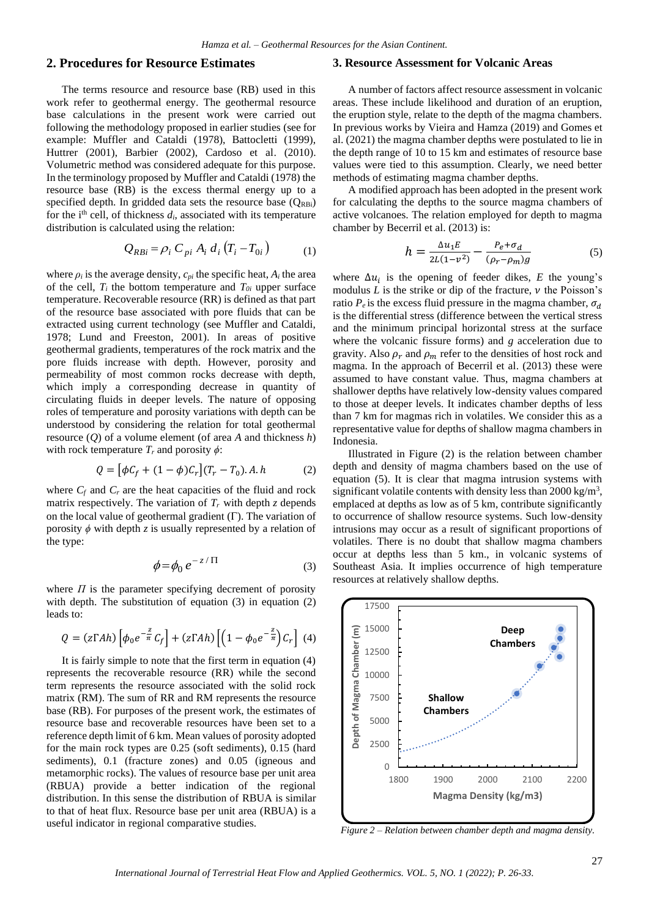## 2. Procedures for Resource Estimates

The terms resource and resource base (RB) used in this work refer to geothermal energy. The geothermal resource base calculations in the present work were carried out following the methodology proposed in earlier studies (see for example: Muffler and Cataldi (1978), Battocletti (1999), Huttrer (2001), Barbier (2002), Cardoso et al. (2010). Volumetric method was considered adequate for this purpose. In the terminology proposed by Muffler and Cataldi (1978) the resource base (RB) is the excess thermal energy up to a specified depth. In gridded data sets the resource base ($Q_{RBi}$) for the i[th] cell, of thickness $d_i$, associated with its temperature distribution is calculated using the relation:

$$Q_{RBi} = \rho_i \, C_{pi} \, A_i \, d_i \left( T_i - T_{0i} \right) \tag{1}$$

where $\rho_i$ is the average density, $c_{pi}$ the specific heat, $A_i$ the area of the cell, $T_i$ the bottom temperature and $T_{0i}$ upper surface temperature. Recoverable resource (RR) is defined as that part of the resource base associated with pore fluids that can be extracted using current technology (see Muffler and Cataldi, 1978; Lund and Freeston, 2001). In areas of positive geothermal gradients, temperatures of the rock matrix and the pore fluids increase with depth. However, porosity and permeability of most common rocks decrease with depth, which imply a corresponding decrease in quantity of circulating fluids in deeper levels. The nature of opposing roles of temperature and porosity variations with depth can be understood by considering the relation for total geothermal resource ($Q$) of a volume element (of area $A$ and thickness $h$) with rock temperature $T_r$ and porosity $\phi$:

$$Q = \left[\phi C_f + (1-\phi) C_r\right](T_r - T_0).A.h \tag{2}$$

where $C_f$ and $C_r$ are the heat capacities of the fluid and rock matrix respectively. The variation of $T_r$ with depth $z$ depends on the local value of geothermal gradient ($\Gamma$). The variation of porosity $\phi$ with depth $z$ is usually represented by a relation of the type:

$$\phi = \phi_0 \, e^{-z/\Pi} \tag{3}$$

where $\Pi$ is the parameter specifying decrement of porosity with depth. The substitution of equation (3) in equation (2) leads to:

$$Q = (z\Gamma Ah)\left[\phi_0 e^{-\frac{z}{\pi}} C_f\right] + (z\Gamma Ah)\left[\left(1 - \phi_0 e^{-\frac{z}{\pi}}\right) C_r\right] \tag{4}$$

It is fairly simple to note that the first term in equation (4) represents the recoverable resource (RR) while the second term represents the resource associated with the solid rock matrix (RM). The sum of RR and RM represents the resource base (RB). For purposes of the present work, the estimates of resource base and recoverable resources have been set to a reference depth limit of 6 km. Mean values of porosity adopted for the main rock types are 0.25 (soft sediments), 0.15 (hard sediments), 0.1 (fracture zones) and 0.05 (igneous and metamorphic rocks). The values of resource base per unit area (RBUA) provide a better indication of the regional distribution. In this sense the distribution of RBUA is similar to that of heat flux. Resource base per unit area (RBUA) is a useful indicator in regional comparative studies.

## 3. Resource Assessment for Volcanic Areas

A number of factors affect resource assessment in volcanic areas. These include likelihood and duration of an eruption, the eruption style, relate to the depth of the magma chambers. In previous works by Vieira and Hamza (2019) and Gomes et al. (2021) the magma chamber depths were postulated to lie in the depth range of 10 to 15 km and estimates of resource base values were tied to this assumption. Clearly, we need better methods of estimating magma chamber depths.

A modified approach has been adopted in the present work for calculating the depths to the source magma chambers of active volcanoes. The relation employed for depth to magma chamber by Becerril et al. (2013) is:

$$h = \frac{\Delta u_1 E}{2L(1-v^2)} - \frac{P_e + \sigma_d}{(\rho_r - \rho_m)g} \tag{5}$$

where $\Delta u_i$ is the opening of feeder dikes, $E$ the young's modulus $L$ is the strike or dip of the fracture, $\nu$ the Poisson's ratio $P_e$ is the excess fluid pressure in the magma chamber, $\sigma_d$ is the differential stress (difference between the vertical stress and the minimum principal horizontal stress at the surface where the volcanic fissure forms) and $g$ acceleration due to gravity. Also $\rho_r$ and $\rho_m$ refer to the densities of host rock and magma. In the approach of Becerril et al. (2013) these were assumed to have constant value. Thus, magma chambers at shallower depths have relatively low-density values compared to those at deeper levels. It indicates chamber depths of less than 7 km for magmas rich in volatiles. We consider this as a representative value for depths of shallow magma chambers in Indonesia.

Illustrated in Figure (2) is the relation between chamber depth and density of magma chambers based on the use of equation (5). It is clear that magma intrusion systems with significant volatile contents with density less than 2000 kg/m$^3$, emplaced at depths as low as of 5 km, contribute significantly to occurrence of shallow resource systems. Such low-density intrusions may occur as a result of significant proportions of volatiles. There is no doubt that shallow magma chambers occur at depths less than 5 km., in volcanic systems of Southeast Asia. It implies occurrence of high temperature resources at relatively shallow depths.

*Figure 2 – Relation between chamber depth and magma density.*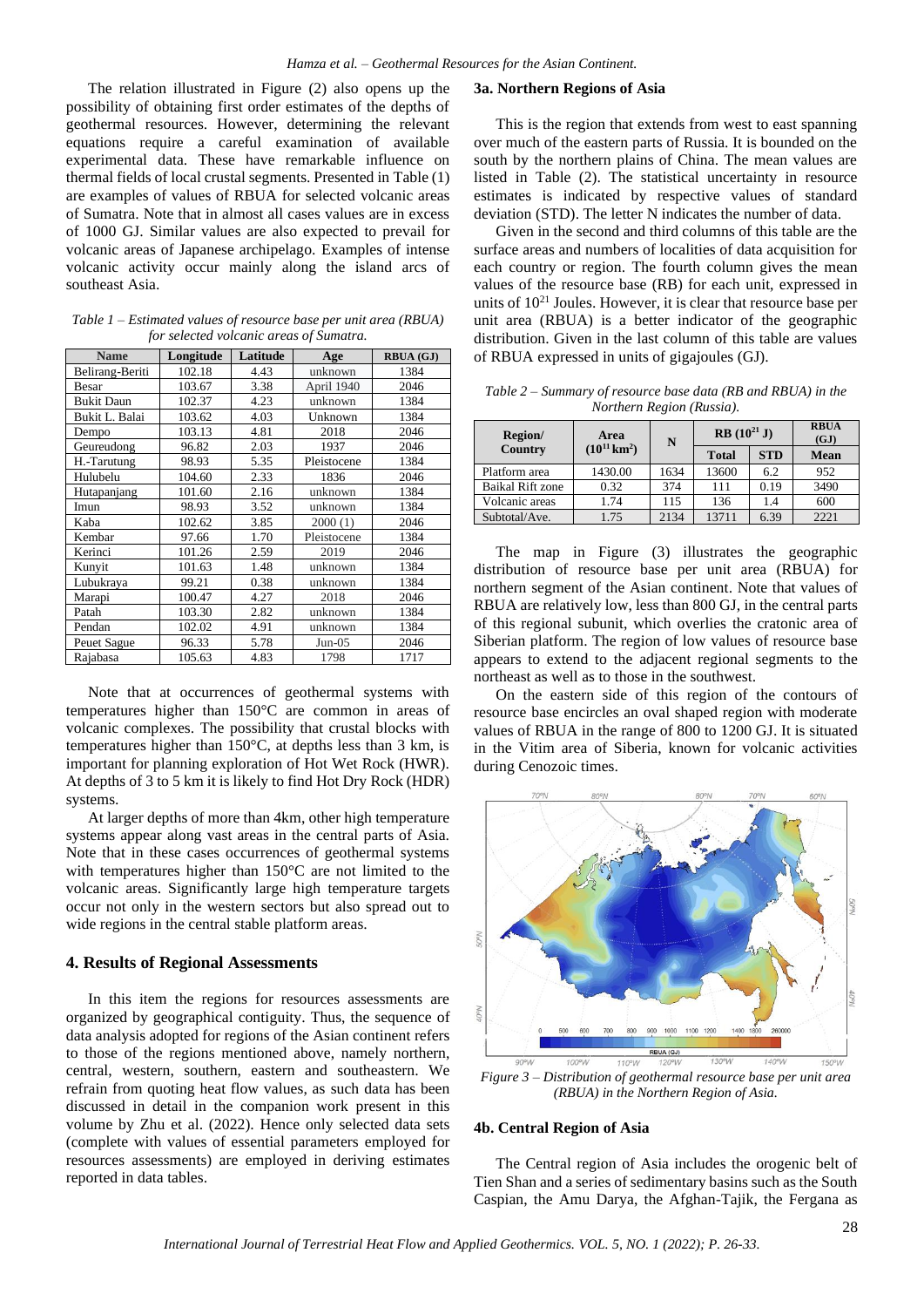The relation illustrated in Figure (2) also opens up the possibility of obtaining first order estimates of the depths of geothermal resources. However, determining the relevant equations require a careful examination of available experimental data. These have remarkable influence on thermal fields of local crustal segments. Presented in Table (1) are examples of values of RBUA for selected volcanic areas of Sumatra. Note that in almost all cases values are in excess of 1000 GJ. Similar values are also expected to prevail for volcanic areas of Japanese archipelago. Examples of intense volcanic activity occur mainly along the island arcs of southeast Asia.

*Table 1 – Estimated values of resource base per unit area (RBUA) for selected volcanic areas of Sumatra.*

| Name | Longitude | Latitude | Age | RBUA (GJ) |
|---|---|---|---|---|
| Belirang-Beriti | 102.18 | 4.43 | unknown | 1384 |
| Besar | 103.67 | 3.38 | April 1940 | 2046 |
| Bukit Daun | 102.37 | 4.23 | unknown | 1384 |
| Bukit L. Balai | 103.62 | 4.03 | Unknown | 1384 |
| Dempo | 103.13 | 4.81 | 2018 | 2046 |
| Geureudong | 96.82 | 2.03 | 1937 | 2046 |
| H.-Tarutung | 98.93 | 5.35 | Pleistocene | 1384 |
| Hulubelu | 104.60 | 2.33 | 1836 | 2046 |
| Hutapanjang | 101.60 | 2.16 | unknown | 1384 |
| Imun | 98.93 | 3.52 | unknown | 1384 |
| Kaba | 102.62 | 3.85 | 2000 (1) | 2046 |
| Kembar | 97.66 | 1.70 | Pleistocene | 1384 |
| Kerinci | 101.26 | 2.59 | 2019 | 2046 |
| Kunyit | 101.63 | 1.48 | unknown | 1384 |
| Lubukraya | 99.21 | 0.38 | unknown | 1384 |
| Marapi | 100.47 | 4.27 | 2018 | 2046 |
| Patah | 103.30 | 2.82 | unknown | 1384 |
| Pendan | 102.02 | 4.91 | unknown | 1384 |
| Peuet Sague | 96.33 | 5.78 | Jun-05 | 2046 |
| Rajabasa | 105.63 | 4.83 | 1798 | 1717 |

Note that at occurrences of geothermal systems with temperatures higher than 150°C are common in areas of volcanic complexes. The possibility that crustal blocks with temperatures higher than 150°C, at depths less than 3 km, is important for planning exploration of Hot Wet Rock (HWR). At depths of 3 to 5 km it is likely to find Hot Dry Rock (HDR) systems.

At larger depths of more than 4km, other high temperature systems appear along vast areas in the central parts of Asia. Note that in these cases occurrences of geothermal systems with temperatures higher than 150°C are not limited to the volcanic areas. Significantly large high temperature targets occur not only in the western sectors but also spread out to wide regions in the central stable platform areas.

## 4. Results of Regional Assessments

In this item the regions for resources assessments are organized by geographical contiguity. Thus, the sequence of data analysis adopted for regions of the Asian continent refers to those of the regions mentioned above, namely northern, central, western, southern, eastern and southeastern. We refrain from quoting heat flow values, as such data has been discussed in detail in the companion work present in this volume by Zhu et al. (2022). Hence only selected data sets (complete with values of essential parameters employed for resources assessments) are employed in deriving estimates reported in data tables.

### 3a. Northern Regions of Asia

This is the region that extends from west to east spanning over much of the eastern parts of Russia. It is bounded on the south by the northern plains of China. The mean values are listed in Table (2). The statistical uncertainty in resource estimates is indicated by respective values of standard deviation (STD). The letter N indicates the number of data.

Given in the second and third columns of this table are the surface areas and numbers of localities of data acquisition for each country or region. The fourth column gives the mean values of the resource base (RB) for each unit, expressed in units of $10^{21}$ Joules. However, it is clear that resource base per unit area (RBUA) is a better indicator of the geographic distribution. Given in the last column of this table are values of RBUA expressed in units of gigajoules (GJ).

*Table 2 – Summary of resource base data (RB and RBUA) in the Northern Region (Russia).*

| Region/ Country | Area ($10^{11}$ km$^2$) | N | RB ($10^{21}$ J) | | RBUA (GJ) |
|---|---|---|---|---|---|
| | | | Total | STD | Mean |
| Platform area | 1430.00 | 1634 | 13600 | 6.2 | 952 |
| Baikal Rift zone | 0.32 | 374 | 111 | 0.19 | 3490 |
| Volcanic areas | 1.74 | 115 | 136 | 1.4 | 600 |
| Subtotal/Ave. | 1.75 | 2134 | 13711 | 6.39 | 2221 |

The map in Figure (3) illustrates the geographic distribution of resource base per unit area (RBUA) for northern segment of the Asian continent. Note that values of RBUA are relatively low, less than 800 GJ, in the central parts of this regional subunit, which overlies the cratonic area of Siberian platform. The region of low values of resource base appears to extend to the adjacent regional segments to the northeast as well as to those in the southwest.

On the eastern side of this region of the contours of resource base encircles an oval shaped region with moderate values of RBUA in the range of 800 to 1200 GJ. It is situated in the Vitim area of Siberia, known for volcanic activities during Cenozoic times.

*Figure 3 – Distribution of geothermal resource base per unit area (RBUA) in the Northern Region of Asia.*

### 4b. Central Region of Asia

The Central region of Asia includes the orogenic belt of Tien Shan and a series of sedimentary basins such as the South Caspian, the Amu Darya, the Afghan-Tajik, the Fergana as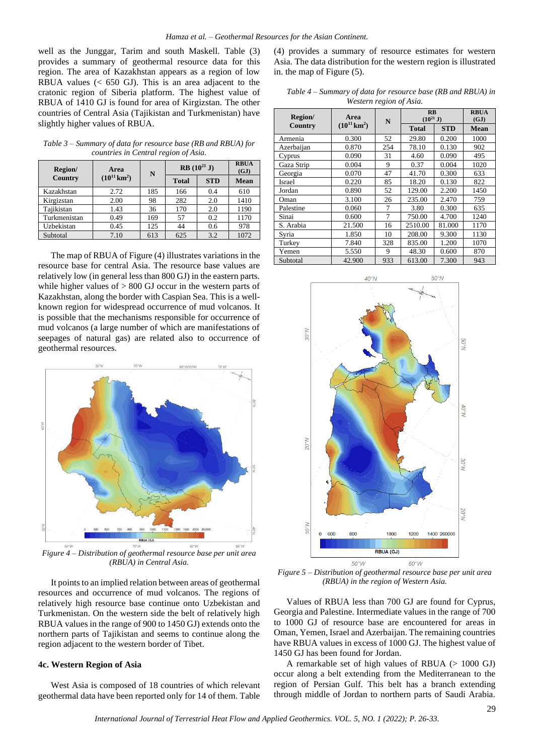well as the Junggar, Tarim and south Maskell. Table (3) provides a summary of geothermal resource data for this region. The area of Kazakhstan appears as a region of low RBUA values (< 650 GJ). This is an area adjacent to the cratonic region of Siberia platform. The highest value of RBUA of 1410 GJ is found for area of Kirgizstan. The other countries of Central Asia (Tajikistan and Turkmenistan) have slightly higher values of RBUA.

*Table 3 – Summary of data for resource base (RB and RBUA) for countries in Central region of Asia.*

| Region/ Country | Area ($10^{11}$ km$^2$) | N | RB ($10^{21}$ J) | | RBUA (GJ) |
|---|---|---|---|---|---|
| | | | Total | STD | Mean |
| Kazakhstan | 2.72 | 185 | 166 | 0.4 | 610 |
| Kirgizstan | 2.00 | 98 | 282 | 2.0 | 1410 |
| Tajikistan | 1.43 | 36 | 170 | 2.0 | 1190 |
| Turkmenistan | 0.49 | 169 | 57 | 0.2 | 1170 |
| Uzbekistan | 0.45 | 125 | 44 | 0.6 | 978 |
| Subtotal | 7.10 | 613 | 625 | 3.2 | 1072 |

The map of RBUA of Figure (4) illustrates variations in the resource base for central Asia. The resource base values are relatively low (in general less than 800 GJ) in the eastern parts. while higher values of > 800 GJ occur in the western parts of Kazakhstan, along the border with Caspian Sea. This is a well-known region for widespread occurrence of mud volcanos. It is possible that the mechanisms responsible for occurrence of mud volcanos (a large number of which are manifestations of seepages of natural gas) are related also to occurrence of geothermal resources.

*Figure 4 – Distribution of geothermal resource base per unit area (RBUA) in Central Asia.*

It points to an implied relation between areas of geothermal resources and occurrence of mud volcanos. The regions of relatively high resource base continue onto Uzbekistan and Turkmenistan. On the western side the belt of relatively high RBUA values in the range of 900 to 1450 GJ) extends onto the northern parts of Tajikistan and seems to continue along the region adjacent to the western border of Tibet.

### 4c. Western Region of Asia

West Asia is composed of 18 countries of which relevant geothermal data have been reported only for 14 of them. Table (4) provides a summary of resource estimates for western Asia. The data distribution for the western region is illustrated in. the map of Figure (5).

*Table 4 – Summary of data for resource base (RB and RBUA) in Western region of Asia.*

| Region/ Country | Area ($10^{11}$ km$^2$) | N | RB ($10^{21}$ J) | | RBUA (GJ) |
|---|---|---|---|---|---|
| | | | Total | STD | Mean |
| Armenia | 0.300 | 52 | 29.80 | 0.200 | 1000 |
| Azerbaijan | 0.870 | 254 | 78.10 | 0.130 | 902 |
| Cyprus | 0.090 | 31 | 4.60 | 0.090 | 495 |
| Gaza Strip | 0.004 | 9 | 0.37 | 0.004 | 1020 |
| Georgia | 0.070 | 47 | 41.70 | 0.300 | 633 |
| Israel | 0.220 | 85 | 18.20 | 0.130 | 822 |
| Jordan | 0.890 | 52 | 129.00 | 2.200 | 1450 |
| Oman | 3.100 | 26 | 235.00 | 2.470 | 759 |
| Palestine | 0.060 | 7 | 3.80 | 0.300 | 635 |
| Sinai | 0.600 | 7 | 750.00 | 4.700 | 1240 |
| S. Arabia | 21.500 | 16 | 2510.00 | 81.000 | 1170 |
| Syria | 1.850 | 10 | 208.00 | 9.300 | 1130 |
| Turkey | 7.840 | 328 | 835.00 | 1.200 | 1070 |
| Yemen | 5.550 | 9 | 48.30 | 0.600 | 870 |
| Subtotal | 42.900 | 933 | 613.00 | 7.300 | 943 |

*Figure 5 – Distribution of geothermal resource base per unit area (RBUA) in the region of Western Asia.*

Values of RBUA less than 700 GJ are found for Cyprus, Georgia and Palestine. Intermediate values in the range of 700 to 1000 GJ of resource base are encountered for areas in Oman, Yemen, Israel and Azerbaijan. The remaining countries have RBUA values in excess of 1000 GJ. The highest value of 1450 GJ has been found for Jordan.

A remarkable set of high values of RBUA (> 1000 GJ) occur along a belt extending from the Mediterranean to the region of Persian Gulf. This belt has a branch extending through middle of Jordan to northern parts of Saudi Arabia.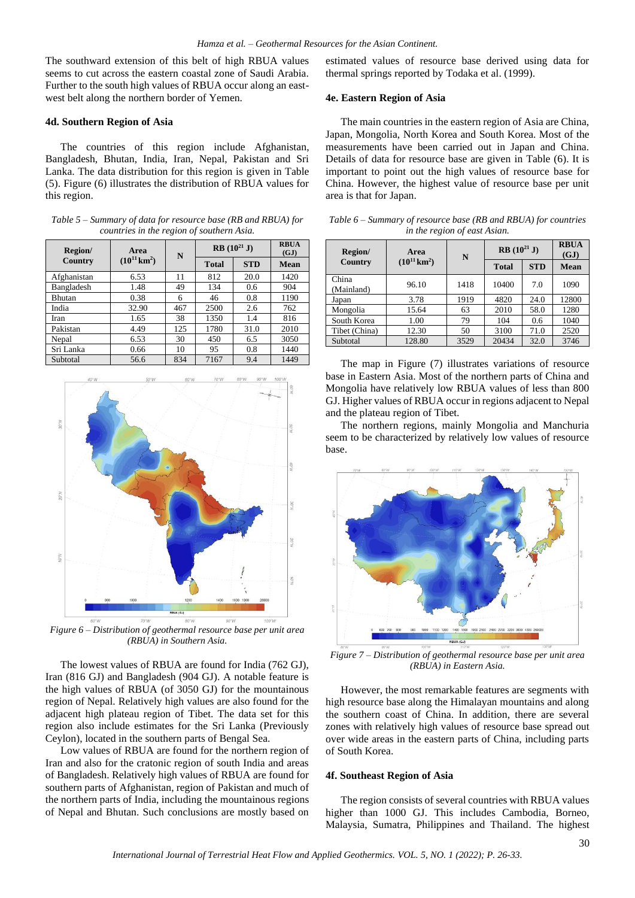The southward extension of this belt of high RBUA values seems to cut across the eastern coastal zone of Saudi Arabia. Further to the south high values of RBUA occur along an east-west belt along the northern border of Yemen.

#### 4d. Southern Region of Asia

The countries of this region include Afghanistan, Bangladesh, Bhutan, India, Iran, Nepal, Pakistan and Sri Lanka. The data distribution for this region is given in Table (5). Figure (6) illustrates the distribution of RBUA values for this region.

*Table 5 – Summary of data for resource base (RB and RBUA) for countries in the region of southern Asia.*

| Region/ Country | Area ($10^{11}$ km$^2$) | N | RB ($10^{21}$ J) | | RBUA (GJ) |
|---|---|---|---|---|---|
| | | | Total | STD | Mean |
| Afghanistan | 6.53 | 11 | 812 | 20.0 | 1420 |
| Bangladesh | 1.48 | 49 | 134 | 0.6 | 904 |
| Bhutan | 0.38 | 6 | 46 | 0.8 | 1190 |
| India | 32.90 | 467 | 2500 | 2.6 | 762 |
| Iran | 1.65 | 38 | 1350 | 1.4 | 816 |
| Pakistan | 4.49 | 125 | 1780 | 31.0 | 2010 |
| Nepal | 6.53 | 30 | 450 | 6.5 | 3050 |
| Sri Lanka | 0.66 | 10 | 95 | 0.8 | 1440 |
| Subtotal | 56.6 | 834 | 7167 | 9.4 | 1449 |

*Figure 6 – Distribution of geothermal resource base per unit area (RBUA) in Southern Asia.*

The lowest values of RBUA are found for India (762 GJ), Iran (816 GJ) and Bangladesh (904 GJ). A notable feature is the high values of RBUA (of 3050 GJ) for the mountainous region of Nepal. Relatively high values are also found for the adjacent high plateau region of Tibet. The data set for this region also include estimates for the Sri Lanka (Previously Ceylon), located in the southern parts of Bengal Sea.

Low values of RBUA are found for the northern region of Iran and also for the cratonic region of south India and areas of Bangladesh. Relatively high values of RBUA are found for southern parts of Afghanistan, region of Pakistan and much of the northern parts of India, including the mountainous regions of Nepal and Bhutan. Such conclusions are mostly based on estimated values of resource base derived using data for thermal springs reported by Todaka et al. (1999).

#### 4e. Eastern Region of Asia

The main countries in the eastern region of Asia are China, Japan, Mongolia, North Korea and South Korea. Most of the measurements have been carried out in Japan and China. Details of data for resource base are given in Table (6). It is important to point out the high values of resource base for China. However, the highest value of resource base per unit area is that for Japan.

*Table 6 – Summary of resource base (RB and RBUA) for countries in the region of east Asian.*

| Region/ Country | Area ($10^{11}$ km$^2$) | N | RB ($10^{21}$ J) | | RBUA (GJ) |
|---|---|---|---|---|---|
| | | | Total | STD | Mean |
| China (Mainland) | 96.10 | 1418 | 10400 | 7.0 | 1090 |
| Japan | 3.78 | 1919 | 4820 | 24.0 | 12800 |
| Mongolia | 15.64 | 63 | 2010 | 58.0 | 1280 |
| South Korea | 1.00 | 79 | 104 | 0.6 | 1040 |
| Tibet (China) | 12.30 | 50 | 3100 | 71.0 | 2520 |
| Subtotal | 128.80 | 3529 | 20434 | 32.0 | 3746 |

The map in Figure (7) illustrates variations of resource base in Eastern Asia. Most of the northern parts of China and Mongolia have relatively low RBUA values of less than 800 GJ. Higher values of RBUA occur in regions adjacent to Nepal and the plateau region of Tibet.

The northern regions, mainly Mongolia and Manchuria seem to be characterized by relatively low values of resource base.

*Figure 7 – Distribution of geothermal resource base per unit area (RBUA) in Eastern Asia.*

However, the most remarkable features are segments with high resource base along the Himalayan mountains and along the southern coast of China. In addition, there are several zones with relatively high values of resource base spread out over wide areas in the eastern parts of China, including parts of South Korea.

#### 4f. Southeast Region of Asia

The region consists of several countries with RBUA values higher than 1000 GJ. This includes Cambodia, Borneo, Malaysia, Sumatra, Philippines and Thailand. The highest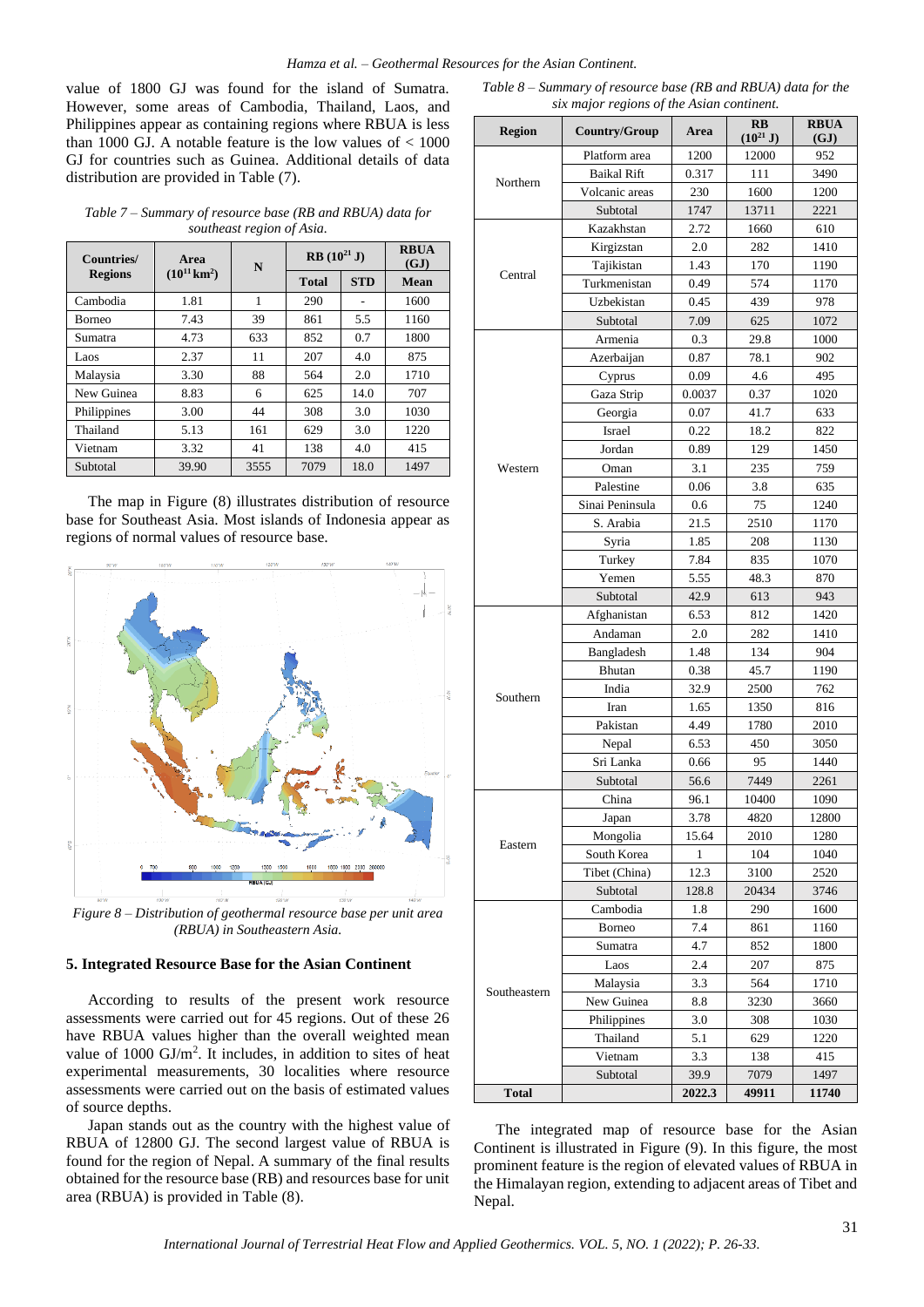value of 1800 GJ was found for the island of Sumatra. However, some areas of Cambodia, Thailand, Laos, and Philippines appear as containing regions where RBUA is less than 1000 GJ. A notable feature is the low values of < 1000 GJ for countries such as Guinea. Additional details of data distribution are provided in Table (7).

*Table 7 – Summary of resource base (RB and RBUA) data for southeast region of Asia.*

| Countries/ Regions | Area ($10^{11}$ km$^2$) | N | RB ($10^{21}$ J) | | RBUA (GJ) |
|---|---|---|---|---|---|
| | | | Total | STD | Mean |
| Cambodia | 1.81 | 1 | 290 | - | 1600 |
| Borneo | 7.43 | 39 | 861 | 5.5 | 1160 |
| Sumatra | 4.73 | 633 | 852 | 0.7 | 1800 |
| Laos | 2.37 | 11 | 207 | 4.0 | 875 |
| Malaysia | 3.30 | 88 | 564 | 2.0 | 1710 |
| New Guinea | 8.83 | 6 | 625 | 14.0 | 707 |
| Philippines | 3.00 | 44 | 308 | 3.0 | 1030 |
| Thailand | 5.13 | 161 | 629 | 3.0 | 1220 |
| Vietnam | 3.32 | 41 | 138 | 4.0 | 415 |
| Subtotal | 39.90 | 3555 | 7079 | 18.0 | 1497 |

The map in Figure (8) illustrates distribution of resource base for Southeast Asia. Most islands of Indonesia appear as regions of normal values of resource base.

*Figure 8 – Distribution of geothermal resource base per unit area (RBUA) in Southeastern Asia.*

## 5. Integrated Resource Base for the Asian Continent

According to results of the present work resource assessments were carried out for 45 regions. Out of these 26 have RBUA values higher than the overall weighted mean value of 1000 GJ/m$^2$. It includes, in addition to sites of heat experimental measurements, 30 localities where resource assessments were carried out on the basis of estimated values of source depths.

Japan stands out as the country with the highest value of RBUA of 12800 GJ. The second largest value of RBUA is found for the region of Nepal. A summary of the final results obtained for the resource base (RB) and resources base for unit area (RBUA) is provided in Table (8).

*Table 8 – Summary of resource base (RB and RBUA) data for the six major regions of the Asian continent.*

| Region | Country/Group | Area | RB ($10^{21}$ J) | RBUA (GJ) |
|---|---|---|---|---|
| Northern | Platform area | 1200 | 12000 | 952 |
| | Baikal Rift | 0.317 | 111 | 3490 |
| | Volcanic areas | 230 | 1600 | 1200 |
| | Subtotal | 1747 | 13711 | 2221 |
| Central | Kazakhstan | 2.72 | 1660 | 610 |
| | Kirgizstan | 2.0 | 282 | 1410 |
| | Tajikistan | 1.43 | 170 | 1190 |
| | Turkmenistan | 0.49 | 574 | 1170 |
| | Uzbekistan | 0.45 | 439 | 978 |
| | Subtotal | 7.09 | 625 | 1072 |
| Western | Armenia | 0.3 | 29.8 | 1000 |
| | Azerbaijan | 0.87 | 78.1 | 902 |
| | Cyprus | 0.09 | 4.6 | 495 |
| | Gaza Strip | 0.0037 | 0.37 | 1020 |
| | Georgia | 0.07 | 41.7 | 633 |
| | Israel | 0.22 | 18.2 | 822 |
| | Jordan | 0.89 | 129 | 1450 |
| | Oman | 3.1 | 235 | 759 |
| | Palestine | 0.06 | 3.8 | 635 |
| | Sinai Peninsula | 0.6 | 75 | 1240 |
| | S. Arabia | 21.5 | 2510 | 1170 |
| | Syria | 1.85 | 208 | 1130 |
| | Turkey | 7.84 | 835 | 1070 |
| | Yemen | 5.55 | 48.3 | 870 |
| | Subtotal | 42.9 | 613 | 943 |
| Southern | Afghanistan | 6.53 | 812 | 1420 |
| | Andaman | 2.0 | 282 | 1410 |
| | Bangladesh | 1.48 | 134 | 904 |
| | Bhutan | 0.38 | 45.7 | 1190 |
| | India | 32.9 | 2500 | 762 |
| | Iran | 1.65 | 1350 | 816 |
| | Pakistan | 4.49 | 1780 | 2010 |
| | Nepal | 6.53 | 450 | 3050 |
| | Sri Lanka | 0.66 | 95 | 1440 |
| | Subtotal | 56.6 | 7449 | 2261 |
| Eastern | China | 96.1 | 10400 | 1090 |
| | Japan | 3.78 | 4820 | 12800 |
| | Mongolia | 15.64 | 2010 | 1280 |
| | South Korea | 1 | 104 | 1040 |
| | Tibet (China) | 12.3 | 3100 | 2520 |
| | Subtotal | 128.8 | 20434 | 3746 |
| Southeastern | Cambodia | 1.8 | 290 | 1600 |
| | Borneo | 7.4 | 861 | 1160 |
| | Sumatra | 4.7 | 852 | 1800 |
| | Laos | 2.4 | 207 | 875 |
| | Malaysia | 3.3 | 564 | 1710 |
| | New Guinea | 8.8 | 3230 | 3660 |
| | Philippines | 3.0 | 308 | 1030 |
| | Thailand | 5.1 | 629 | 1220 |
| | Vietnam | 3.3 | 138 | 415 |
| | Subtotal | 39.9 | 7079 | 1497 |
| Total | | 2022.3 | 49911 | 11740 |

The integrated map of resource base for the Asian Continent is illustrated in Figure (9). In this figure, the most prominent feature is the region of elevated values of RBUA in the Himalayan region, extending to adjacent areas of Tibet and Nepal.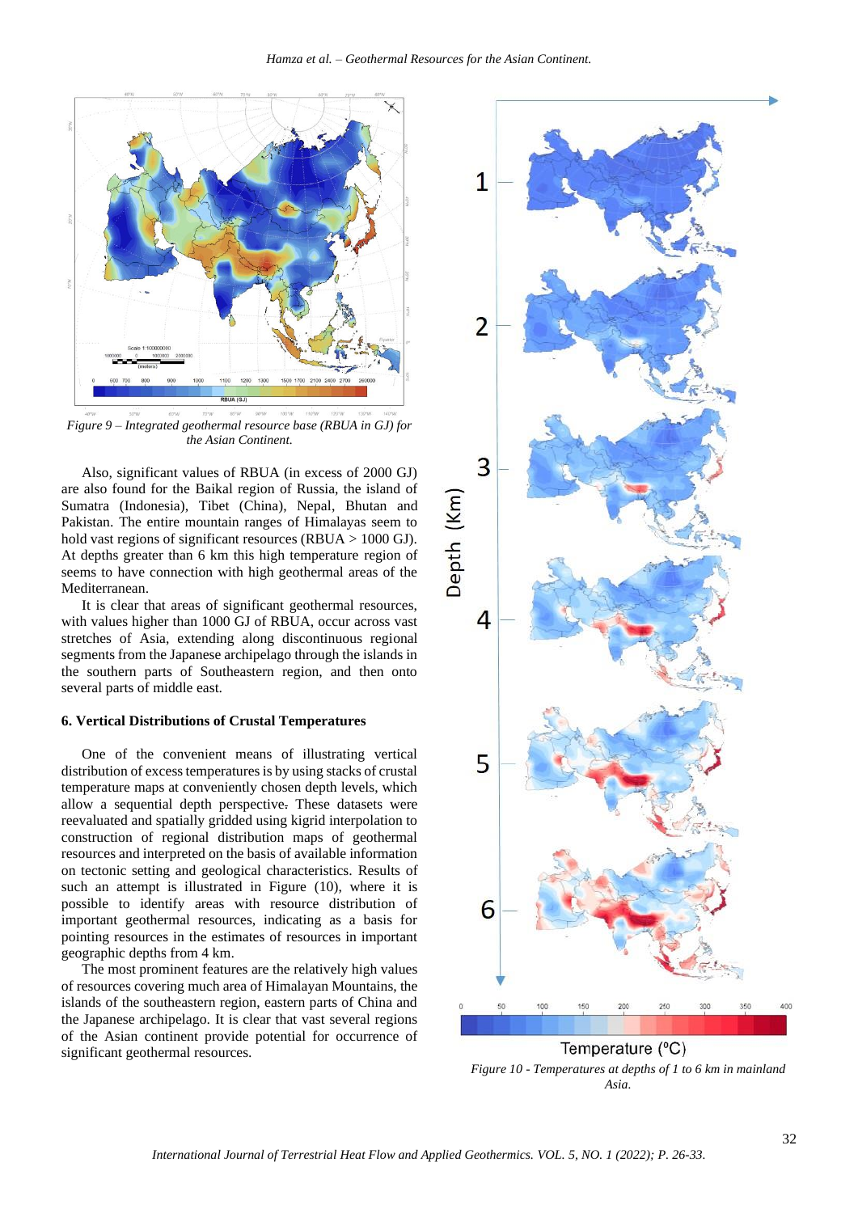Figure 9 – Integrated geothermal resource base (RBUA in GJ) for the Asian Continent.

Also, significant values of RBUA (in excess of 2000 GJ) are also found for the Baikal region of Russia, the island of Sumatra (Indonesia), Tibet (China), Nepal, Bhutan and Pakistan. The entire mountain ranges of Himalayas seem to hold vast regions of significant resources (RBUA > 1000 GJ). At depths greater than 6 km this high temperature region of seems to have connection with high geothermal areas of the Mediterranean.

It is clear that areas of significant geothermal resources, with values higher than 1000 GJ of RBUA, occur across vast stretches of Asia, extending along discontinuous regional segments from the Japanese archipelago through the islands in the southern parts of Southeastern region, and then onto several parts of middle east.

### 6. Vertical Distributions of Crustal Temperatures

One of the convenient means of illustrating vertical distribution of excess temperatures is by using stacks of crustal temperature maps at conveniently chosen depth levels, which allow a sequential depth perspective. These datasets were reevaluated and spatially gridded using kigrid interpolation to construction of regional distribution maps of geothermal resources and interpreted on the basis of available information on tectonic setting and geological characteristics. Results of such an attempt is illustrated in Figure (10), where it is possible to identify areas with resource distribution of important geothermal resources, indicating as a basis for pointing resources in the estimates of resources in important geographic depths from 4 km.

The most prominent features are the relatively high values of resources covering much area of Himalayan Mountains, the islands of the southeastern region, eastern parts of China and the Japanese archipelago. It is clear that vast several regions of the Asian continent provide potential for occurrence of significant geothermal resources.

Figure 10 - Temperatures at depths of 1 to 6 km in mainland Asia.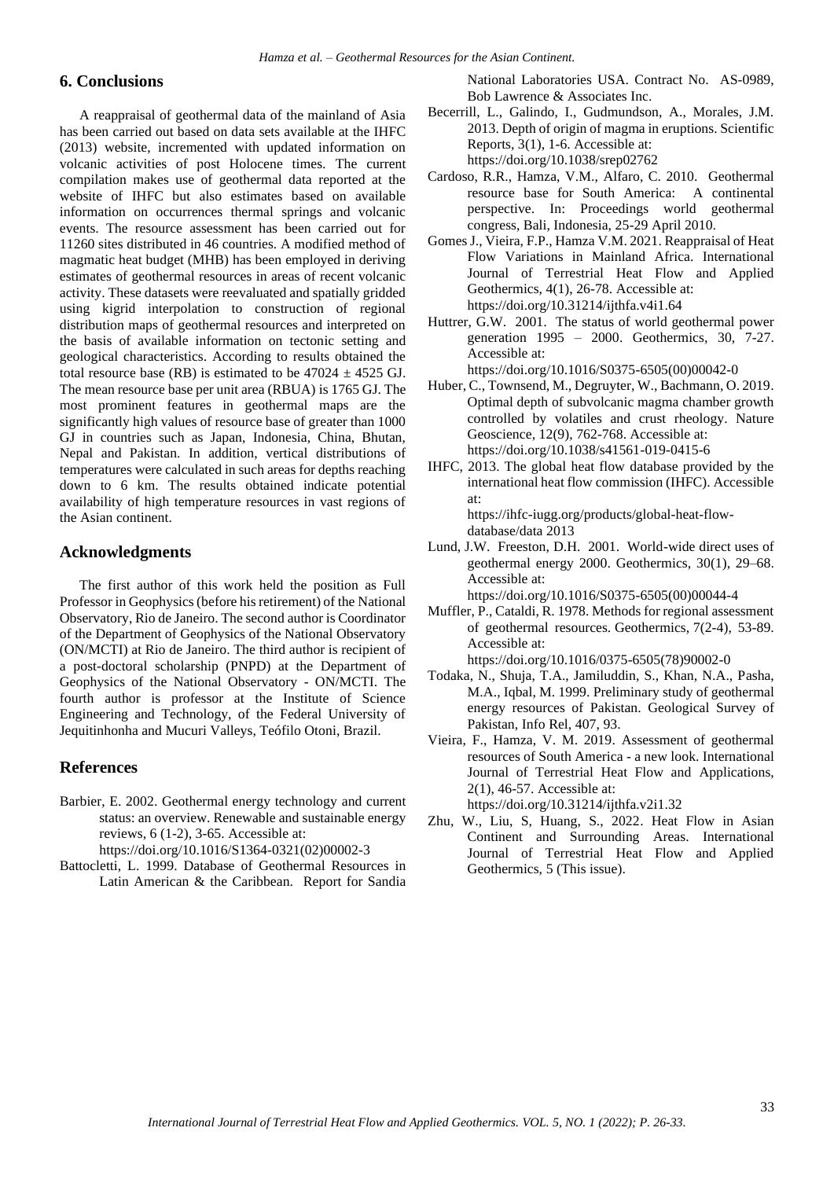## 6. Conclusions

A reappraisal of geothermal data of the mainland of Asia has been carried out based on data sets available at the IHFC (2013) website, incremented with updated information on volcanic activities of post Holocene times. The current compilation makes use of geothermal data reported at the website of IHFC but also estimates based on available information on occurrences thermal springs and volcanic events. The resource assessment has been carried out for 11260 sites distributed in 46 countries. A modified method of magmatic heat budget (MHB) has been employed in deriving estimates of geothermal resources in areas of recent volcanic activity. These datasets were reevaluated and spatially gridded using kigrid interpolation to construction of regional distribution maps of geothermal resources and interpreted on the basis of available information on tectonic setting and geological characteristics. According to results obtained the total resource base (RB) is estimated to be $47024 \pm 4525$ GJ. The mean resource base per unit area (RBUA) is 1765 GJ. The most prominent features in geothermal maps are the significantly high values of resource base of greater than 1000 GJ in countries such as Japan, Indonesia, China, Bhutan, Nepal and Pakistan. In addition, vertical distributions of temperatures were calculated in such areas for depths reaching down to 6 km. The results obtained indicate potential availability of high temperature resources in vast regions of the Asian continent.

## Acknowledgments

The first author of this work held the position as Full Professor in Geophysics (before his retirement) of the National Observatory, Rio de Janeiro. The second author is Coordinator of the Department of Geophysics of the National Observatory (ON/MCTI) at Rio de Janeiro. The third author is recipient of a post-doctoral scholarship (PNPD) at the Department of Geophysics of the National Observatory - ON/MCTI. The fourth author is professor at the Institute of Science Engineering and Technology, of the Federal University of Jequitinhonha and Mucuri Valleys, Teófilo Otoni, Brazil.

## References

Barbier, E. 2002. Geothermal energy technology and current status: an overview. Renewable and sustainable energy reviews, 6 (1-2), 3-65. Accessible at: https://doi.org/10.1016/S1364-0321(02)00002-3

Battocletti, L. 1999. Database of Geothermal Resources in Latin American & the Caribbean. Report for Sandia National Laboratories USA. Contract No. AS-0989, Bob Lawrence & Associates Inc.

Becerrill, L., Galindo, I., Gudmundson, A., Morales, J.M. 2013. Depth of origin of magma in eruptions. Scientific Reports, 3(1), 1-6. Accessible at: https://doi.org/10.1038/srep02762

Cardoso, R.R., Hamza, V.M., Alfaro, C. 2010. Geothermal resource base for South America: A continental perspective. In: Proceedings world geothermal congress, Bali, Indonesia, 25-29 April 2010.

Gomes J., Vieira, F.P., Hamza V.M. 2021. Reappraisal of Heat Flow Variations in Mainland Africa. International Journal of Terrestrial Heat Flow and Applied Geothermics, 4(1), 26-78. Accessible at: https://doi.org/10.31214/ijthfa.v4i1.64

Huttrer, G.W. 2001. The status of world geothermal power generation 1995 – 2000. Geothermics, 30, 7-27. Accessible at: https://doi.org/10.1016/S0375-6505(00)00042-0

Huber, C., Townsend, M., Degruyter, W., Bachmann, O. 2019. Optimal depth of subvolcanic magma chamber growth controlled by volatiles and crust rheology. Nature Geoscience, 12(9), 762-768. Accessible at: https://doi.org/10.1038/s41561-019-0415-6

IHFC, 2013. The global heat flow database provided by the international heat flow commission (IHFC). Accessible at: https://ihfc-iugg.org/products/global-heat-flow-database/data 2013

Lund, J.W. Freeston, D.H. 2001. World-wide direct uses of geothermal energy 2000. Geothermics, 30(1), 29–68. Accessible at: https://doi.org/10.1016/S0375-6505(00)00044-4

Muffler, P., Cataldi, R. 1978. Methods for regional assessment of geothermal resources. Geothermics, 7(2-4), 53-89. Accessible at: https://doi.org/10.1016/0375-6505(78)90002-0

Todaka, N., Shuja, T.A., Jamiluddin, S., Khan, N.A., Pasha, M.A., Iqbal, M. 1999. Preliminary study of geothermal energy resources of Pakistan. Geological Survey of Pakistan, Info Rel, 407, 93.

Vieira, F., Hamza, V. M. 2019. Assessment of geothermal resources of South America - a new look. International Journal of Terrestrial Heat Flow and Applications, 2(1), 46-57. Accessible at: https://doi.org/10.31214/ijthfa.v2i1.32

Zhu, W., Liu, S, Huang, S., 2022. Heat Flow in Asian Continent and Surrounding Areas. International Journal of Terrestrial Heat Flow and Applied Geothermics, 5 (This issue).